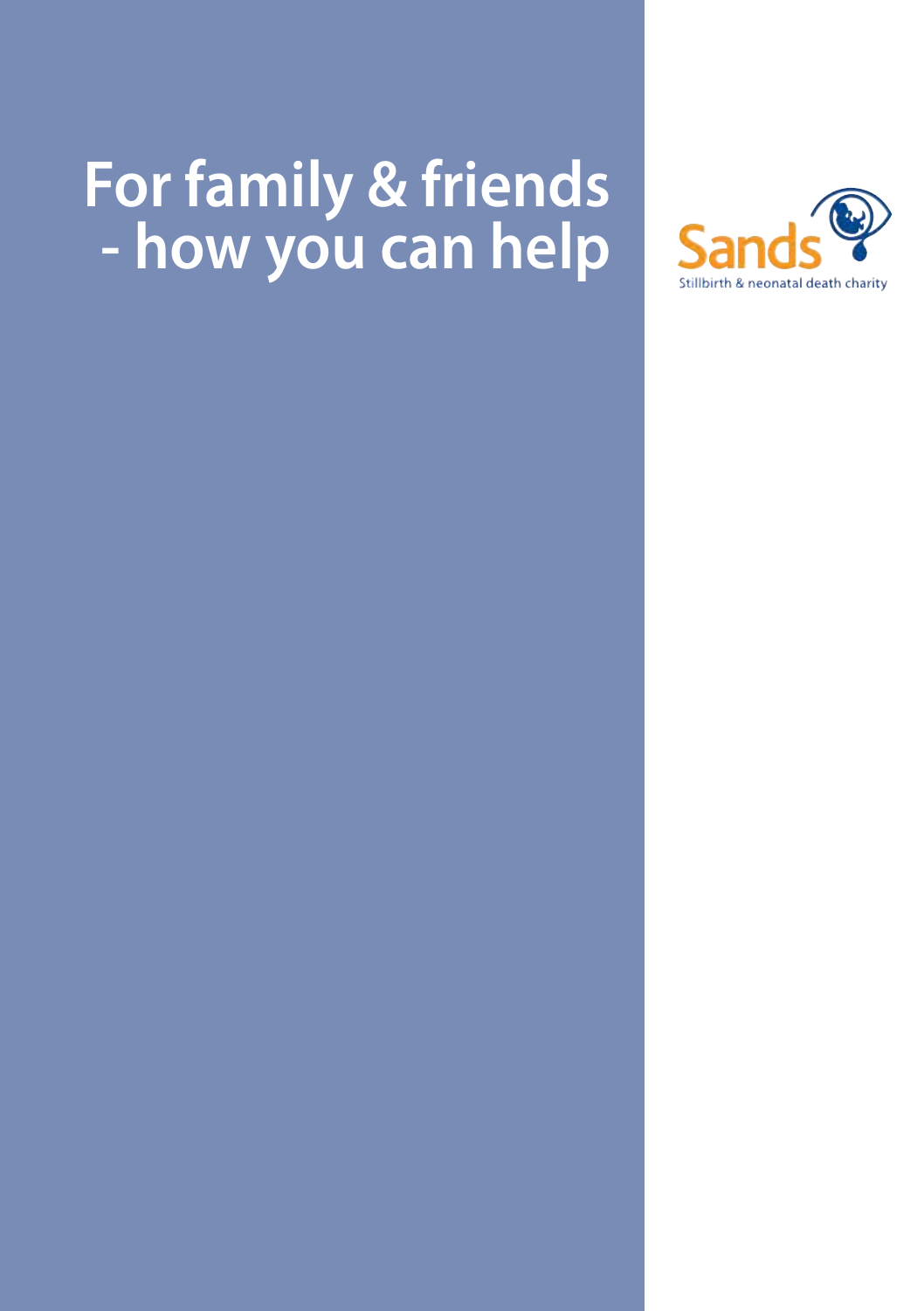# For family & friends - how you can help

Sands

Stillbirth & neonatal death charity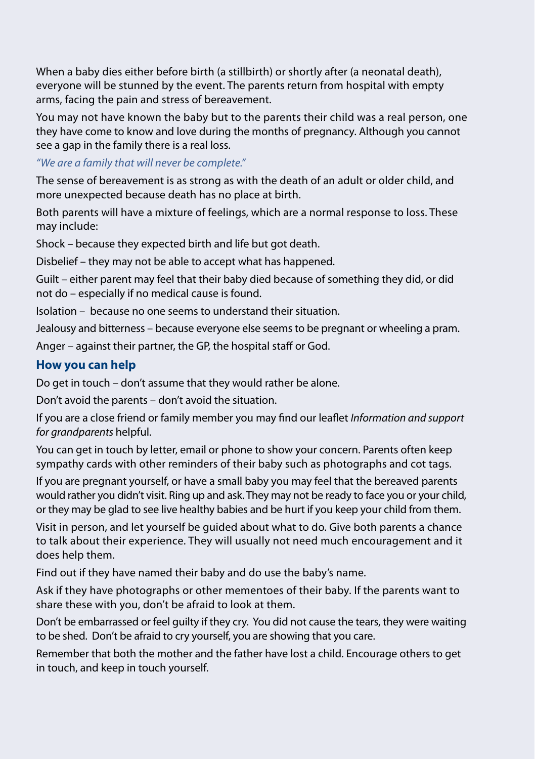When a baby dies either before birth (a stillbirth) or shortly after (a neonatal death), everyone will be stunned by the event. The parents return from hospital with empty arms, facing the pain and stress of bereavement.

You may not have known the baby but to the parents their child was a real person, one they have come to know and love during the months of pregnancy. Although you cannot see a gap in the family there is a real loss.

*"We are a family that will never be complete."*

The sense of bereavement is as strong as with the death of an adult or older child, and more unexpected because death has no place at birth.

Both parents will have a mixture of feelings, which are a normal response to loss. These may include:

Shock – because they expected birth and life but got death.

Disbelief – they may not be able to accept what has happened.

Guilt – either parent may feel that their baby died because of something they did, or did not do – especially if no medical cause is found.

Isolation – because no one seems to understand their situation.

Jealousy and bitterness – because everyone else seems to be pregnant or wheeling a pram.

Anger – against their partner, the GP, the hospital staff or God.

## How you can help

Do get in touch – don't assume that they would rather be alone.

Don't avoid the parents – don't avoid the situation.

If you are a close friend or family member you may find our leaflet *Information and support for grandparents* helpful.

You can get in touch by letter, email or phone to show your concern. Parents often keep sympathy cards with other reminders of their baby such as photographs and cot tags.

If you are pregnant yourself, or have a small baby you may feel that the bereaved parents would rather you didn't visit. Ring up and ask. They may not be ready to face you or your child, or they may be glad to see live healthy babies and be hurt if you keep your child from them.

Visit in person, and let yourself be guided about what to do. Give both parents a chance to talk about their experience. They will usually not need much encouragement and it does help them.

Find out if they have named their baby and do use the baby's name.

Ask if they have photographs or other mementoes of their baby. If the parents want to share these with you, don't be afraid to look at them.

Don't be embarrassed or feel guilty if they cry. You did not cause the tears, they were waiting to be shed. Don't be afraid to cry yourself, you are showing that you care.

Remember that both the mother and the father have lost a child. Encourage others to get in touch, and keep in touch yourself.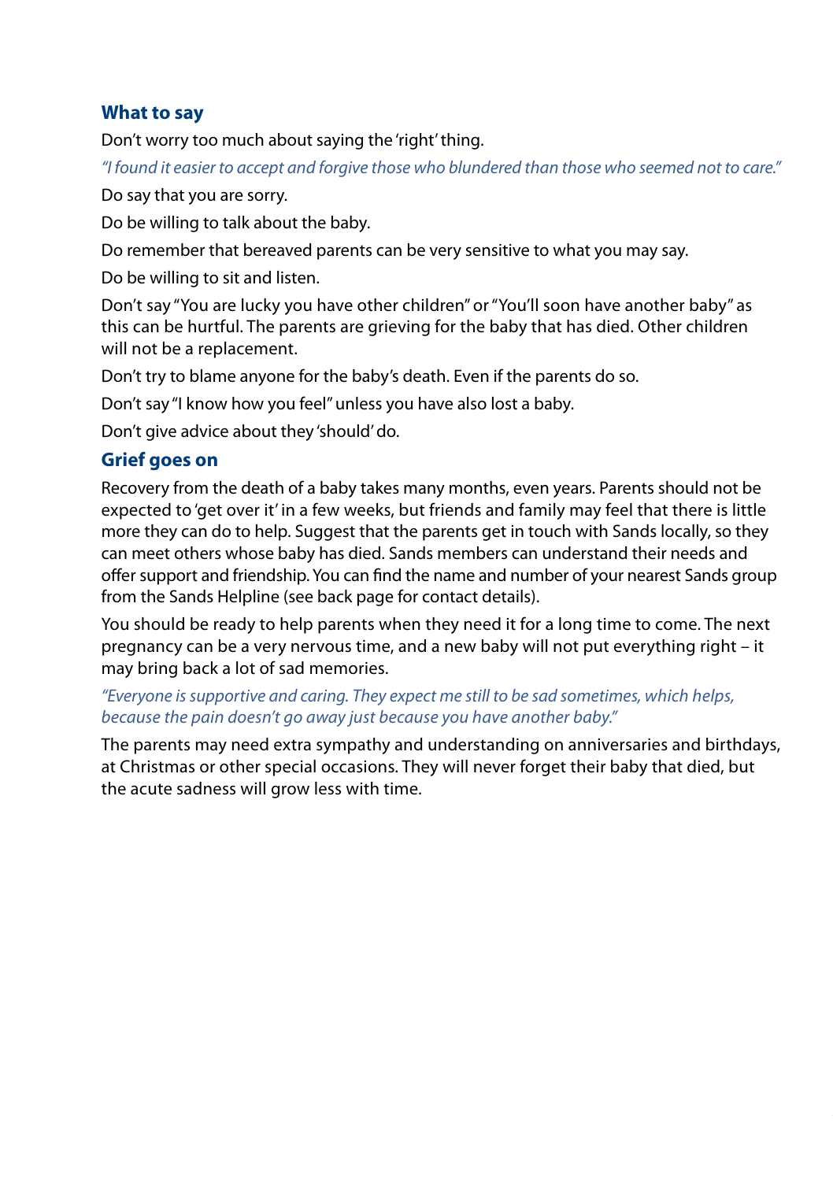## What to say

Don't worry too much about saying the 'right' thing.

*"I found it easier to accept and forgive those who blundered than those who seemed not to care."*

Do say that you are sorry.

Do be willing to talk about the baby.

Do remember that bereaved parents can be very sensitive to what you may say.

Do be willing to sit and listen.

Don't say "You are lucky you have other children" or "You'll soon have another baby" as this can be hurtful. The parents are grieving for the baby that has died. Other children will not be a replacement.

Don't try to blame anyone for the baby's death. Even if the parents do so.

Don't say "I know how you feel" unless you have also lost a baby.

Don't give advice about they 'should' do.

## Grief goes on

Recovery from the death of a baby takes many months, even years. Parents should not be expected to 'get over it' in a few weeks, but friends and family may feel that there is little more they can do to help. Suggest that the parents get in touch with Sands locally, so they can meet others whose baby has died. Sands members can understand their needs and offer support and friendship. You can find the name and number of your nearest Sands group from the Sands Helpline (see back page for contact details).

You should be ready to help parents when they need it for a long time to come. The next pregnancy can be a very nervous time, and a new baby will not put everything right – it may bring back a lot of sad memories.

*"Everyone is supportive and caring. They expect me still to be sad sometimes, which helps, because the pain doesn't go away just because you have another baby."*

The parents may need extra sympathy and understanding on anniversaries and birthdays, at Christmas or other special occasions. They will never forget their baby that died, but the acute sadness will grow less with time.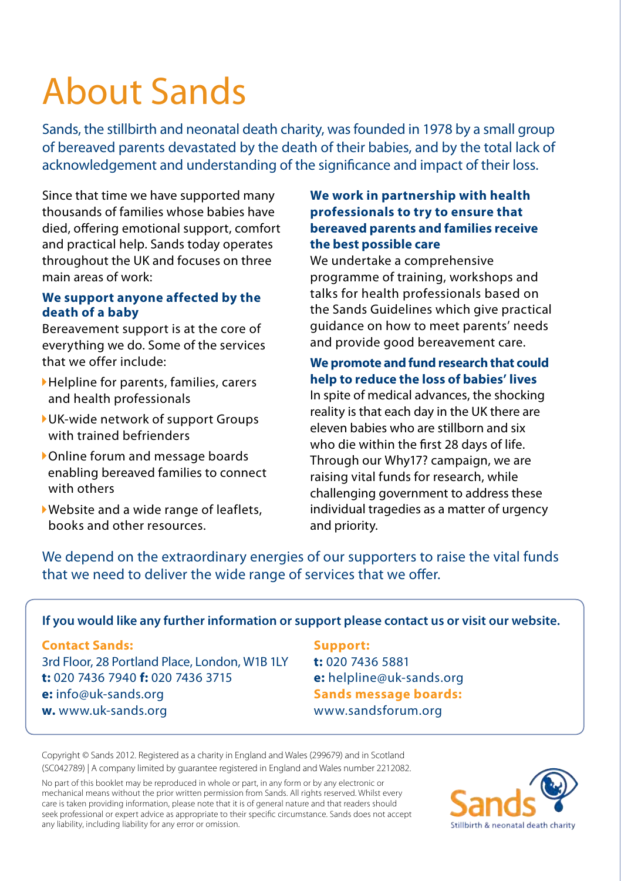# About Sands

Sands, the stillbirth and neonatal death charity, was founded in 1978 by a small group of bereaved parents devastated by the death of their babies, and by the total lack of acknowledgement and understanding of the significance and impact of their loss.

Since that time we have supported many thousands of families whose babies have died, offering emotional support, comfort and practical help. Sands today operates throughout the UK and focuses on three main areas of work:

### We support anyone affected by the death of a baby

Bereavement support is at the core of everything we do. Some of the services that we offer include:

- Helpline for parents, families, carers and health professionals
- UK-wide network of support Groups with trained befrienders
- Online forum and message boards enabling bereaved families to connect with others
- Website and a wide range of leaflets, books and other resources.

### We work in partnership with health professionals to try to ensure that bereaved parents and families receive the best possible care

We undertake a comprehensive programme of training, workshops and talks for health professionals based on the Sands Guidelines which give practical guidance on how to meet parents' needs and provide good bereavement care.

### We promote and fund research that could help to reduce the loss of babies' lives

In spite of medical advances, the shocking reality is that each day in the UK there are eleven babies who are stillborn and six who die within the first 28 days of life. Through our Why17? campaign, we are raising vital funds for research, while challenging government to address these individual tragedies as a matter of urgency and priority.

We depend on the extraordinary energies of our supporters to raise the vital funds that we need to deliver the wide range of services that we offer.

**If you would like any further information or support please contact us or visit our website.**

**Contact Sands:**
3rd Floor, 28 Portland Place, London, W1B 1LY
**t:** 020 7436 7940 **f:** 020 7436 3715
**e:** info@uk-sands.org
**w.** www.uk-sands.org

**Support:**
**t:** 020 7436 5881
**e:** helpline@uk-sands.org

**Sands message boards:**
www.sandsforum.org

Copyright © Sands 2012. Registered as a charity in England and Wales (299679) and in Scotland (SC042789) | A company limited by guarantee registered in England and Wales number 2212082.

No part of this booklet may be reproduced in whole or part, in any form or by any electronic or mechanical means without the prior written permission from Sands. All rights reserved. Whilst every care is taken providing information, please note that it is of general nature and that readers should seek professional or expert advice as appropriate to their specific circumstance. Sands does not accept any liability, including liability for any error or omission.

Sands
Stillbirth & neonatal death charity